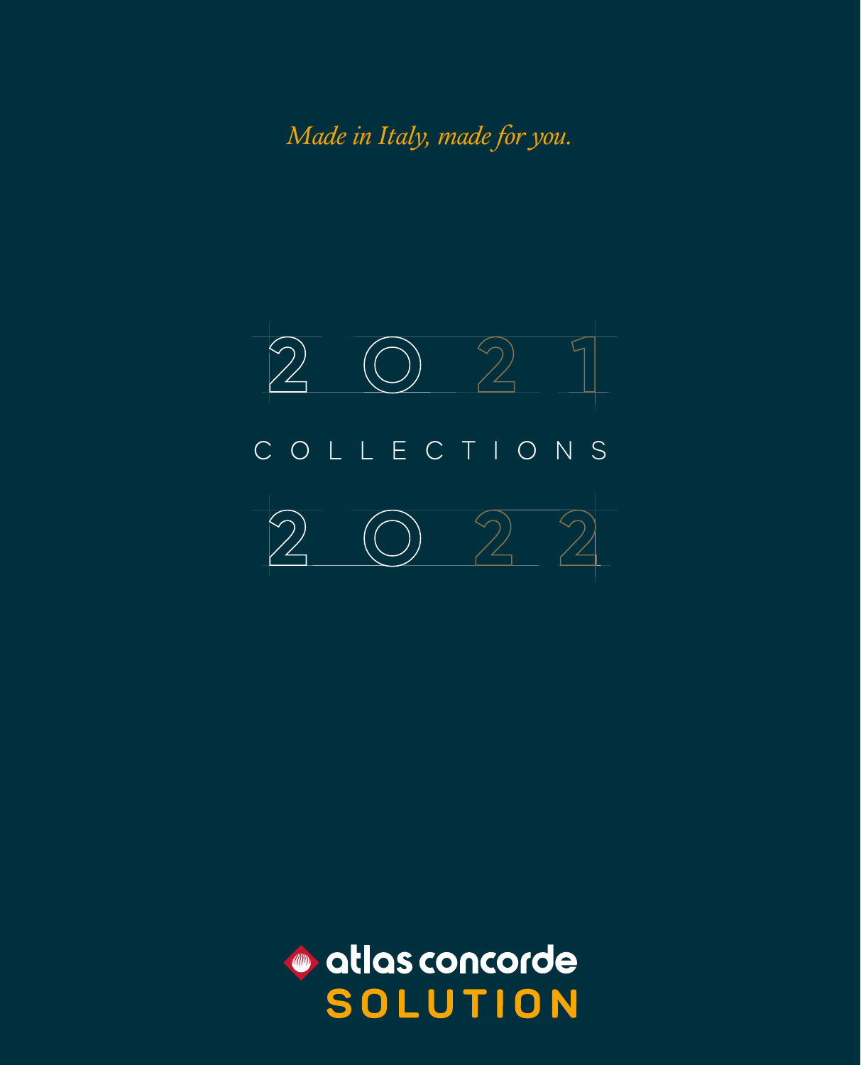*Made in Italy, made for you.*

# 2021 COLLECTIONS 2022

atlas concorde
SOLUTION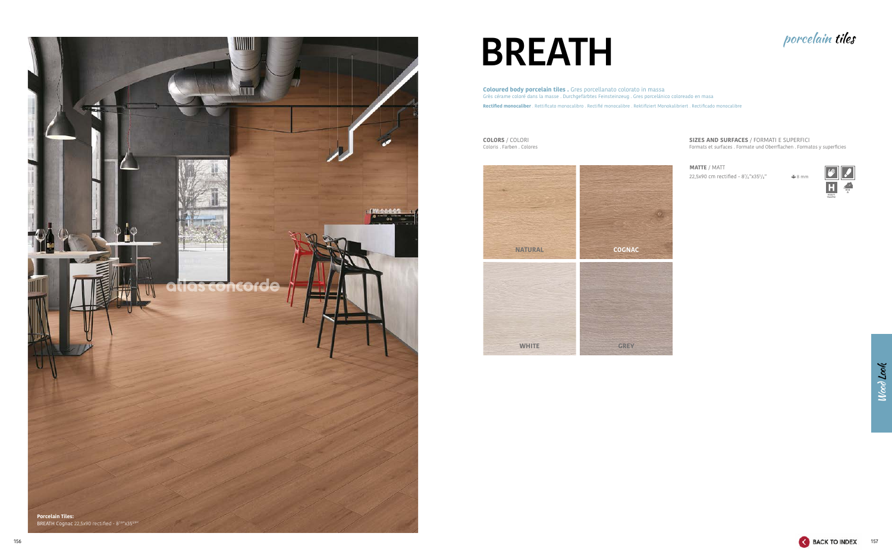# BREATH

*porcelain tiles*

**Coloured body porcelain tiles .** Gres porcellanato colorato in massa
Grès cérame coloré dans la masse . Durchgefärbtes Feinsteinzeug . Gres porcelánico coloreado en masa

**Rectified monocaliber** . Rettificato monocalibro . Rectifié monocalibre . Rektifiziert Monokalibriert . Rectificado monocalibre

**COLORS** / COLORI
Coloris . Farben . Colores

NATURAL

COGNAC

WHITE

GREY

**SIZES AND SURFACES** / FORMATI E SUPERFICI
Formats et surfaces . Formate und Oberflächen . Formatos y superficies

**MATTE** / MATT

22,5x90 cm rectified - 8⁷/₈"x35⁵/₈" — 8 mm

**Porcelain Tiles:**
BREATH Cognac 22,5x90 rectified - 8⁷/₈"x35⁵/₈"

*Wood Look*

BACK TO INDEX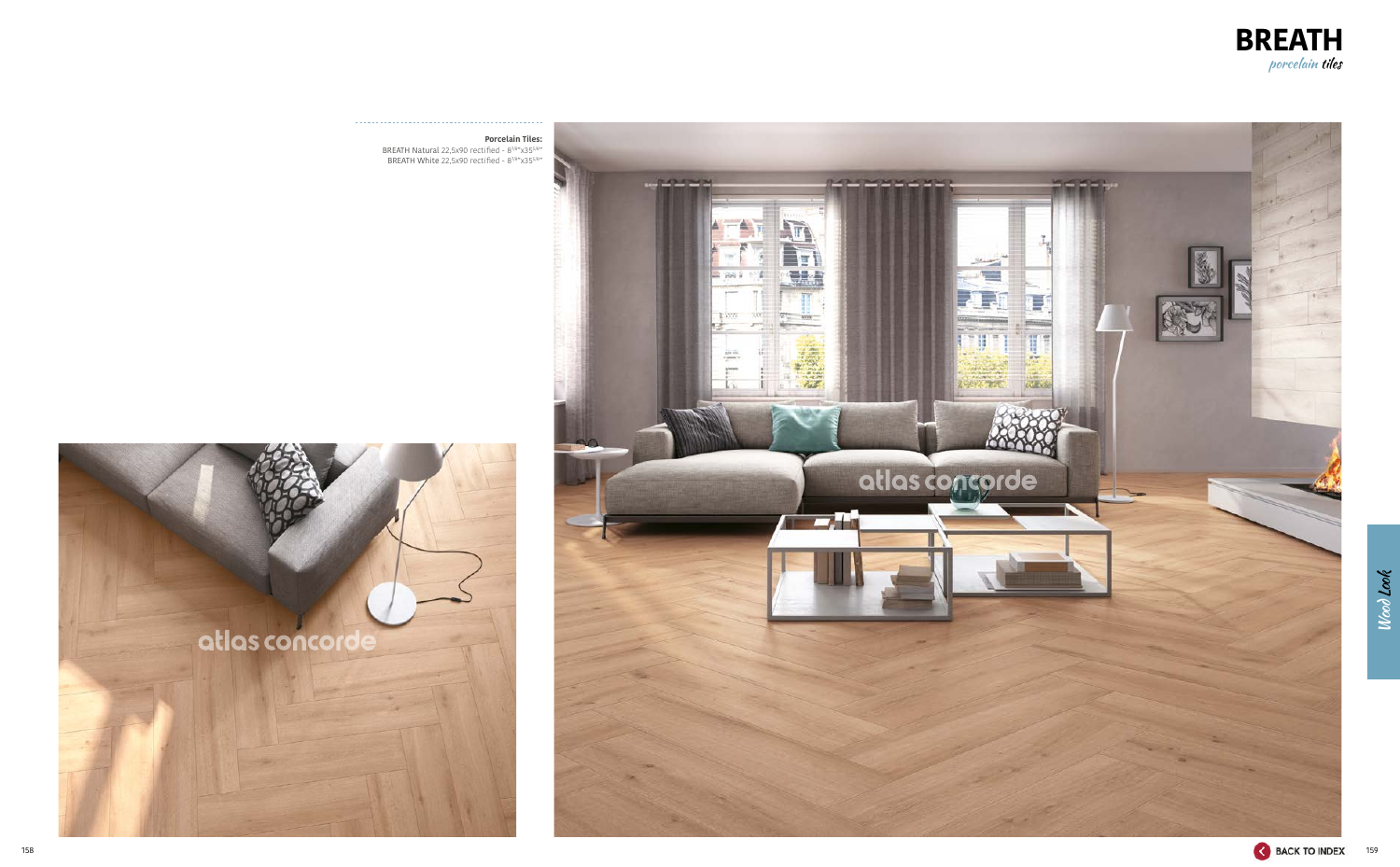# BREATH

*porcelain tiles*

**Porcelain Tiles:**
BREATH Natural 22,5x90 rectified - $8^{7/8}$"x$35^{3/8}$"
BREATH White 22,5x90 rectified - $8^{7/8}$"x$35^{3/8}$"

*Wood Look*

BACK TO INDEX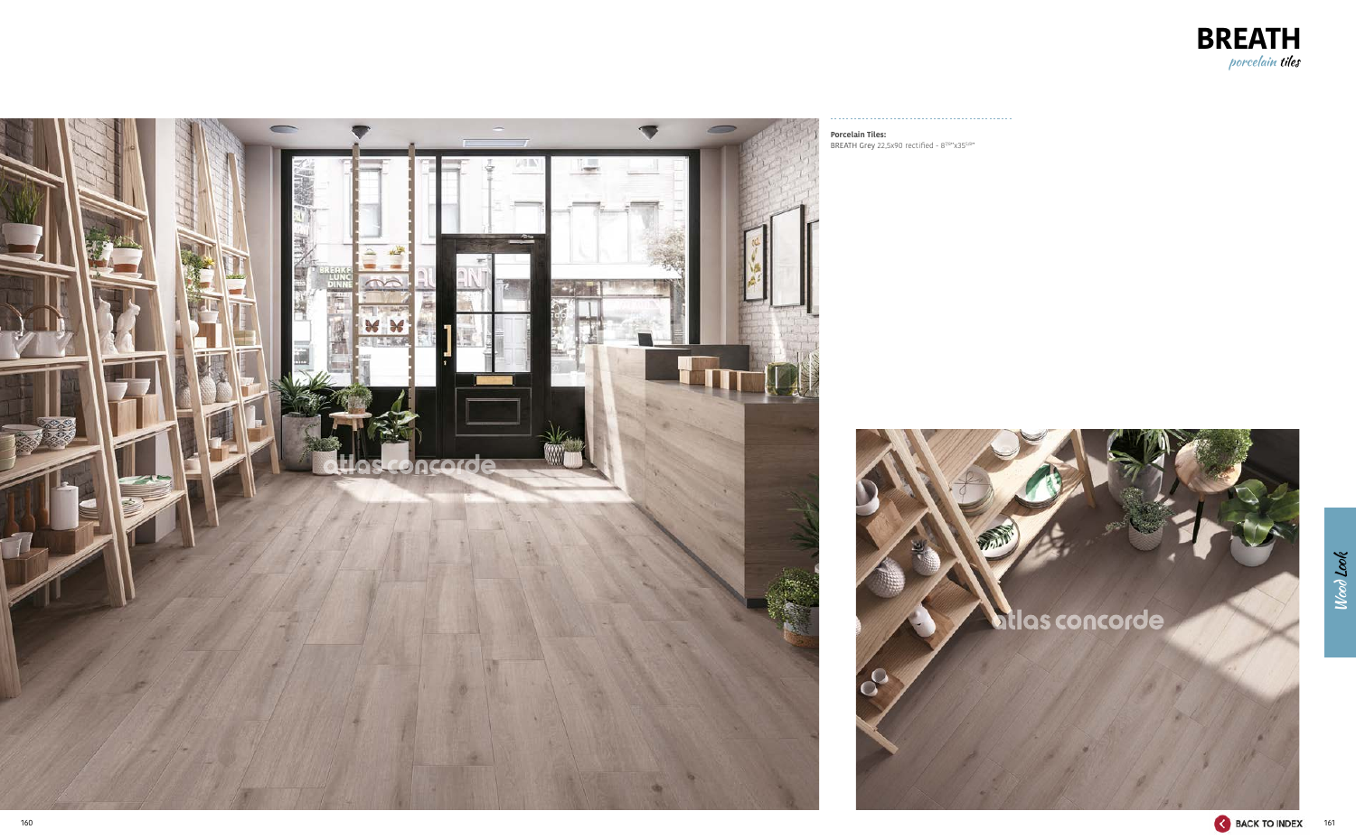# BREATH

*porcelain tiles*

**Porcelain Tiles:**
BREATH Grey 22,5x90 rectified - 8[7/8]"x35[3/8]"

Wood Look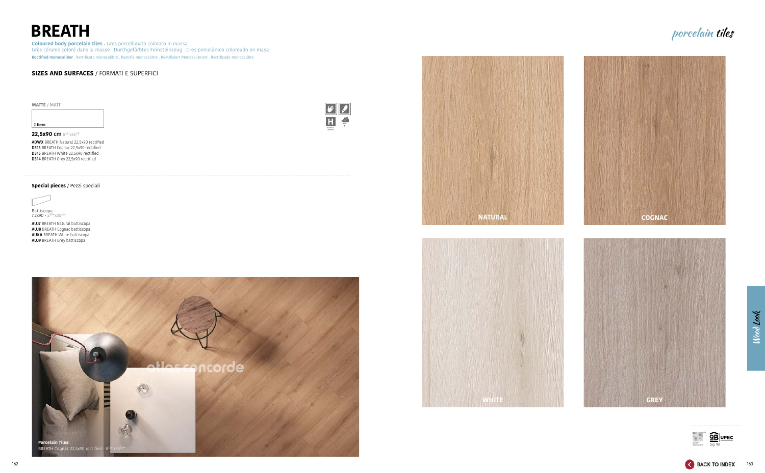# BREATH

**Coloured body porcelain tiles .** Gres porcellanato colorato in massa
Grès cérame coloré dans la masse . Durchgefärbtes Feinsteinzeug . Gres porcelánico coloreado en masa
**Rectified monocaliber** . Rettificato monocalibro . Rectifié monocalibre . Rektifiziert Monokalibriert . Rectificado monocalibre

## SIZES AND SURFACES / FORMATI E SUPERFICI

**MATTE** / MATT

8 mm

**22,5x90 cm** 8[7/8]"x35[3/8]"

**AOWX** BREATH Natural 22,5x90 rectified
**D513** BREATH Cognac 22,5x90 rectified
**D515** BREATH White 22,5x90 rectified
**D514** BREATH Grey 22,5x90 rectified

### Special pieces / Pezzi speciali

Battiscopa
7,2x90 - 2[7/8]"x35[3/8]"

**AUJ7** BREATH Natural battiscopa
**AUJ8** BREATH Cognac battiscopa
**AUKA** BREATH White battiscopa
**AUJ9** BREATH Grey battiscopa

**Porcelain Tiles:**
BREATH Cognac 22,5x90 rectified - 8[7/8]"x35[3/8]"

NATURAL

COGNAC

WHITE

GREY

porcelain tiles

Wood Look

V3 SLIGHT VARIATION

UPEC pag. 182

BACK TO INDEX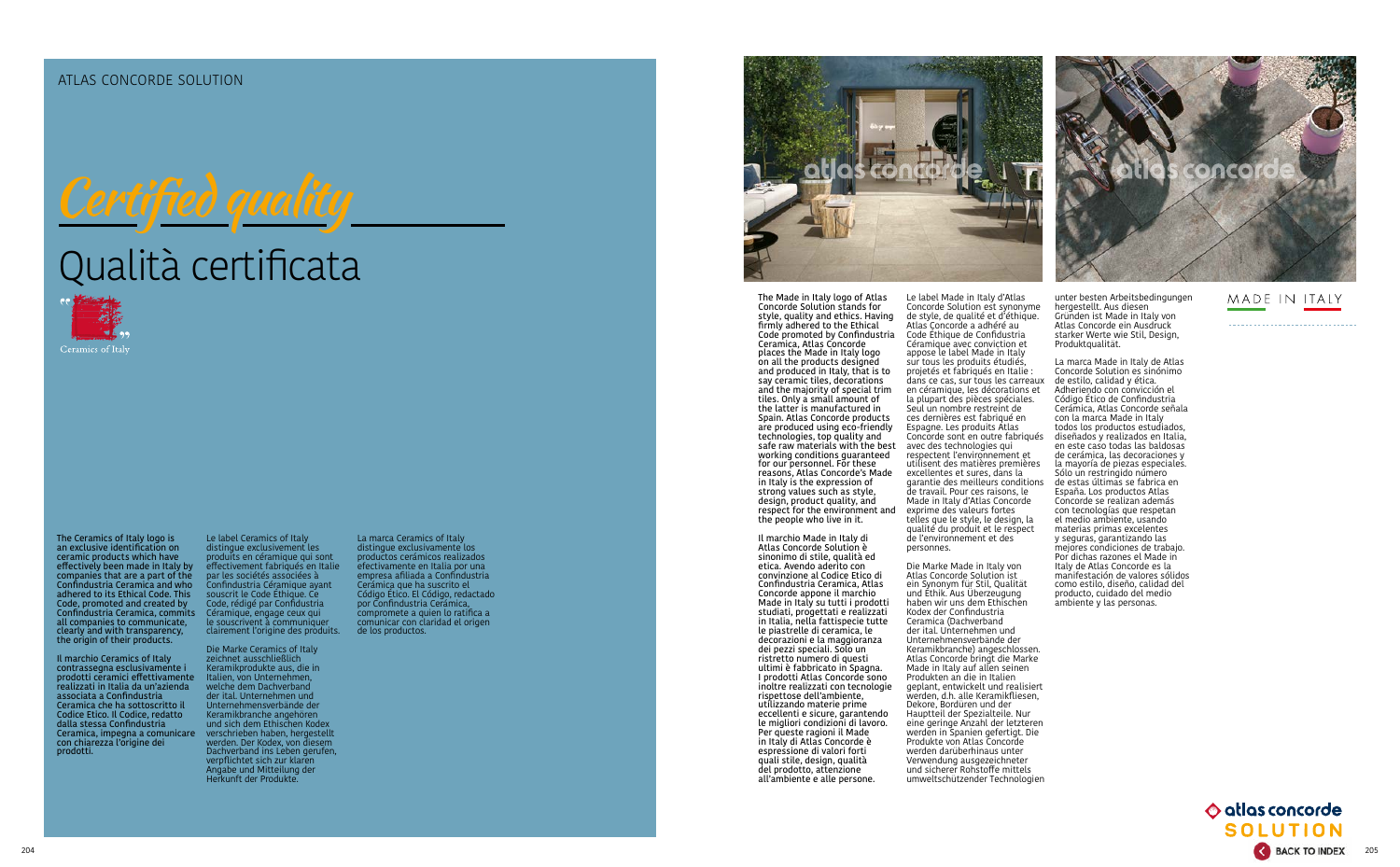ATLAS CONCORDE SOLUTION

# *Certified quality*

# Qualità certificata

Ceramics of Italy

The Ceramics of Italy logo is an exclusive identification on ceramic products which have effectively been made in Italy by companies that are a part of the Confindustria Ceramica and who adhered to its Ethical Code. This Code, promoted and created by Confindustria Ceramica, commits all companies to communicate, clearly and with transparency, the origin of their products.

Il marchio Ceramics of Italy contrassegna esclusivamente i prodotti ceramici effettivamente realizzati in Italia da un'azienda associata a Confindustria Ceramica che ha sottoscritto il Codice Etico. Il Codice, redatto dalla stessa Confindustria Ceramica, impegna a comunicare con chiarezza l'origine dei prodotti.

Le label Ceramics of Italy distingue exclusivement les produits en céramique qui sont effectivement fabriqués en Italie par les sociétés associées à Confindustria Céramique ayant souscrit le Code Éthique. Ce Code, rédigé par Confindustria Céramique, engage ceux qui le souscrivent à communiquer clairement l'origine des produits.

Die Marke Ceramics of Italy zeichnet ausschließlich Keramikprodukte aus, die in Italien, von Unternehmen, welche dem Dachverband der ital. Unternehmen und Unternehmensverbände der Keramikbranche angehören und sich dem Ethischen Kodex verschrieben haben, hergestellt werden. Der Kodex, von diesem Dachverband ins Leben gerufen, verpflichtet sich zur klaren Angabe und Mitteilung der Herkunft der Produkte.

La marca Ceramics of Italy distingue exclusivamente los productos cerámicos realizados efectivamente en Italia por una empresa afiliada a Confindustria Cerámica que ha suscrito el Código Ético. El Código, redactado por Confindustria Cerámica, compromete a quien lo suscribe a comunicar con claridad el origen de los productos.

MADE IN ITALY

The Made in Italy logo of Atlas Concorde Solution stands for style, quality and ethics. Having firmly adhered to the Ethical Code promoted by Confindustria Ceramica, Atlas Concorde places the Made in Italy logo on all the products designed and produced in Italy, that is to say ceramic tiles, decorations and the majority of special trim tiles. Only a small amount of the latter is manufactured in Spain. Atlas Concorde products are produced using eco-friendly technologies, top quality and safe raw materials with the best working conditions guaranteed for our personnel. For these reasons, Atlas Concorde's Made in Italy is the expression of strong values such as style, design, product quality, and respect for the environment and the people who live in it.

Il marchio Made in Italy di Atlas Concorde Solution è sinonimo di stile, qualità ed etica. Avendo aderito con convinzione al Codice Etico di Confindustria Ceramica, Atlas Concorde appone il marchio Made in Italy su tutti i prodotti studiati, progettati e realizzati in Italia, nella fattispecie tutte le piastrelle di ceramica, le decorazioni e la maggioranza dei pezzi speciali. Solo un ristretto numero di questi ultimi è fabbricato in Spagna. I prodotti Atlas Concorde sono inoltre realizzati con tecnologie rispettose dell'ambiente, utilizzando materie prime eccellenti e sicure, garantendo le migliori condizioni di lavoro. Per queste ragioni il Made in Italy di Atlas Concorde è espressione di valori forti quali stile, design, qualità del prodotto, attenzione all'ambiente e alle persone.

Le label Made in Italy d'Atlas Concorde Solution est synonyme de style, de qualité et d'éthique. Atlas Concorde a adhéré au Code Éthique de Confindustria Céramique avec conviction et appose le label Made in Italy sur tous les produits étudiés, projetés et fabriqués en Italie : dans ce cas, sur tous les carreaux en céramique, les décorations et la plupart des pièces spéciales. Seul un nombre restreint de ces dernières est fabriqué en Espagne. Les produits Atlas Concorde sont en outre fabriqués avec des technologies qui respectent l'environnement et utilisent des matières premières excellentes et sures, dans la garantie des meilleurs conditions de travail. Pour ces raisons, le Made in Italy d'Atlas Concorde exprime des valeurs fortes telles que le style, le design, la qualité du produit et le respect de l'environnement et des personnes.

Die Marke Made in Italy von Atlas Concorde Solution ist ein Synonym für Stil, Qualität und Ethik. Aus Überzeugung haben wir uns dem Ethischen Kodex der Confindustria Ceramica (Dachverband der ital. Unternehmen und Unternehmensverbände der Keramikbranche) angeschlossen. Atlas Concorde bringt die Marke Made in Italy auf allen seinen Produkten an die in Italien geplant, entwickelt und realisiert werden, d.h. alle Keramikfliesen, Dekore, Borduren und der Hauptteil der Spezialteile. Nur eine geringe Anzahl der letzteren werden in Spanien gefertigt. Die Produkte von Atlas Concorde werden darüberhinaus unter Verwendung ausgezeichneter und sicherer Rohstoffe mittels umweltschützender Technologien unter besten Arbeitsbedingungen hergestellt. Aus diesen Gründen ist Made in Italy von Atlas Concorde ein Ausdruck starker Werte wie Stil, Design, Produktqualität.

La marca Made in Italy de Atlas Concorde Solution es sinónimo de estilo, calidad y ética. Adheriendo con convicción el Código Ético de Confindustria Cerámica, Atlas Concorde señala con la marca Made in Italy todos los productos estudiados, diseñados y realizados en Italia, en este caso todas las baldosas de cerámica, las decoraciones y la mayoría de piezas especiales. Sólo un restringido número de estas últimas se fabrica en España. Los productos Atlas Concorde se realizan además con tecnologías que respetan el medio ambiente, usando materias primas excelentes y seguras, garantizando las mejores condiciones de trabajo. Por dichas razones el Made in Italy de Atlas Concorde es la manifestación de valores sólidos como estilo, diseño, calidad del producto, cuidado del medio ambiente y las personas.

atlas concorde SOLUTION

BACK TO INDEX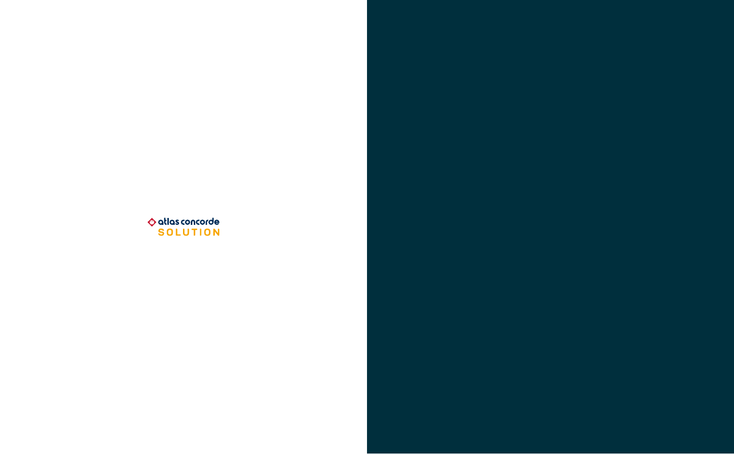atlas concorde
SOLUTION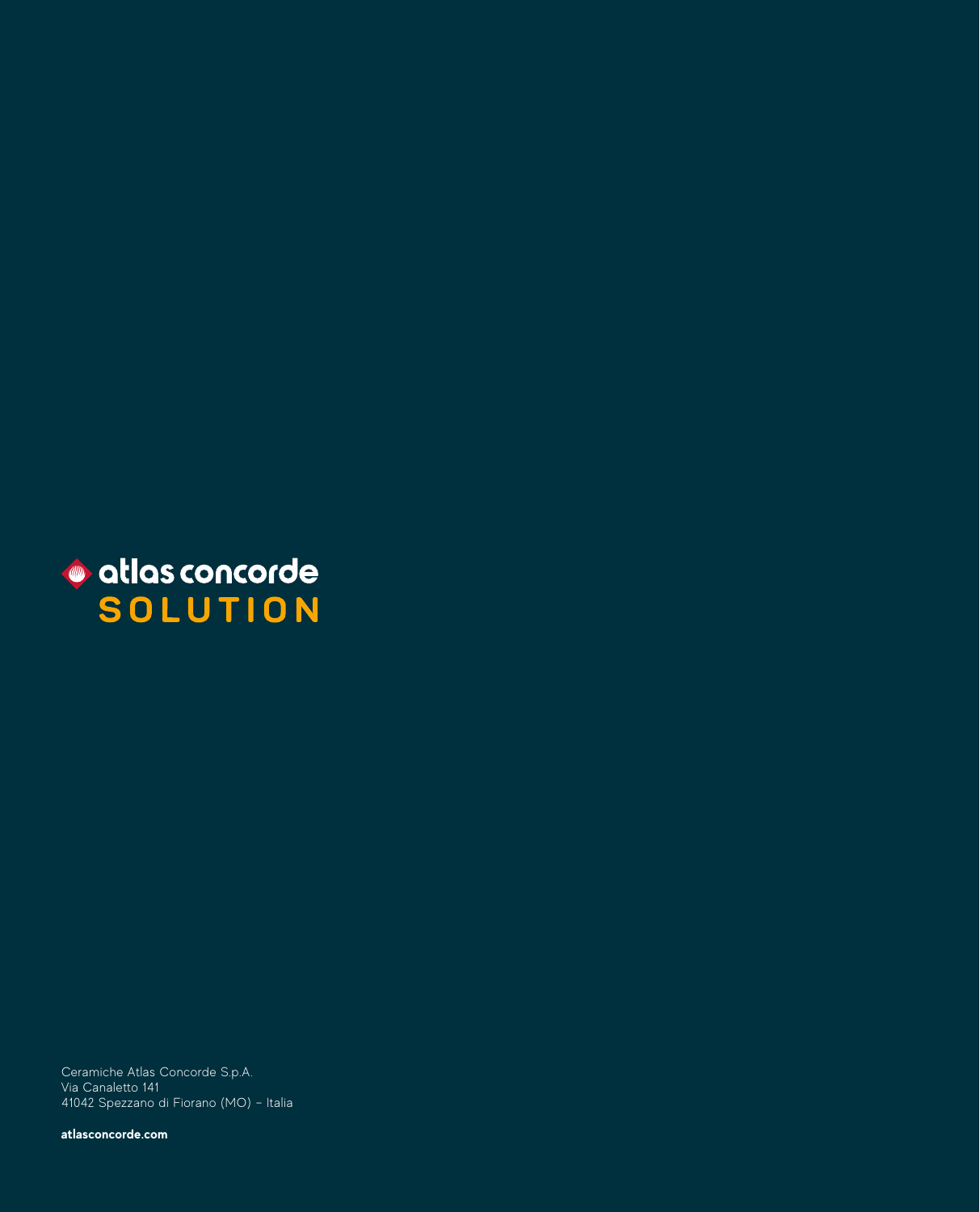atlas concorde
SOLUTION

Ceramiche Atlas Concorde S.p.A.
Via Canaletto 141
41042 Spezzano di Fiorano (MO) – Italia

**atlasconcorde.com**